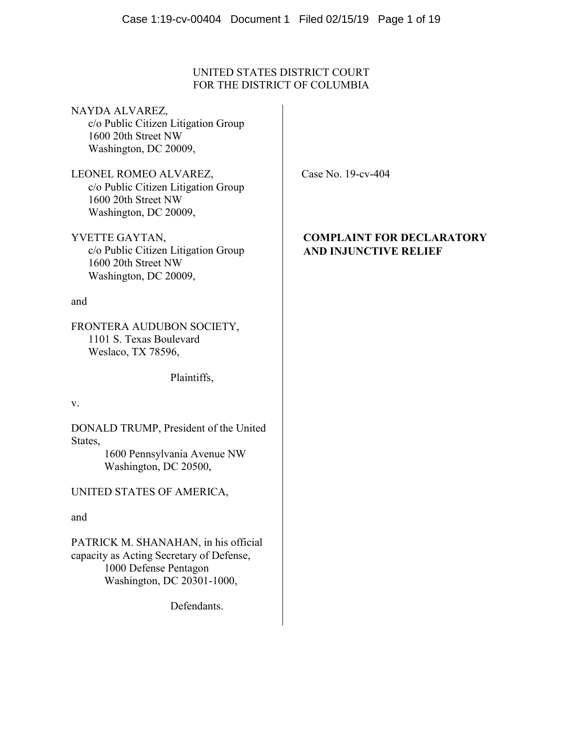UNITED STATES DISTRICT COURT
FOR THE DISTRICT OF COLUMBIA

NAYDA ALVAREZ,
c/o Public Citizen Litigation Group
1600 20th Street NW
Washington, DC 20009,

LEONEL ROMEO ALVAREZ,
c/o Public Citizen Litigation Group
1600 20th Street NW
Washington, DC 20009,

YVETTE GAYTAN,
c/o Public Citizen Litigation Group
1600 20th Street NW
Washington, DC 20009,

and

FRONTERA AUDUBON SOCIETY,
1101 S. Texas Boulevard
Weslaco, TX 78596,

Plaintiffs,

v.

DONALD TRUMP, President of the United States,
1600 Pennsylvania Avenue NW
Washington, DC 20500,

UNITED STATES OF AMERICA,

and

PATRICK M. SHANAHAN, in his official capacity as Acting Secretary of Defense,
1000 Defense Pentagon
Washington, DC 20301-1000,

Defendants.

Case No. 19-cv-404

**COMPLAINT FOR DECLARATORY AND INJUNCTIVE RELIEF**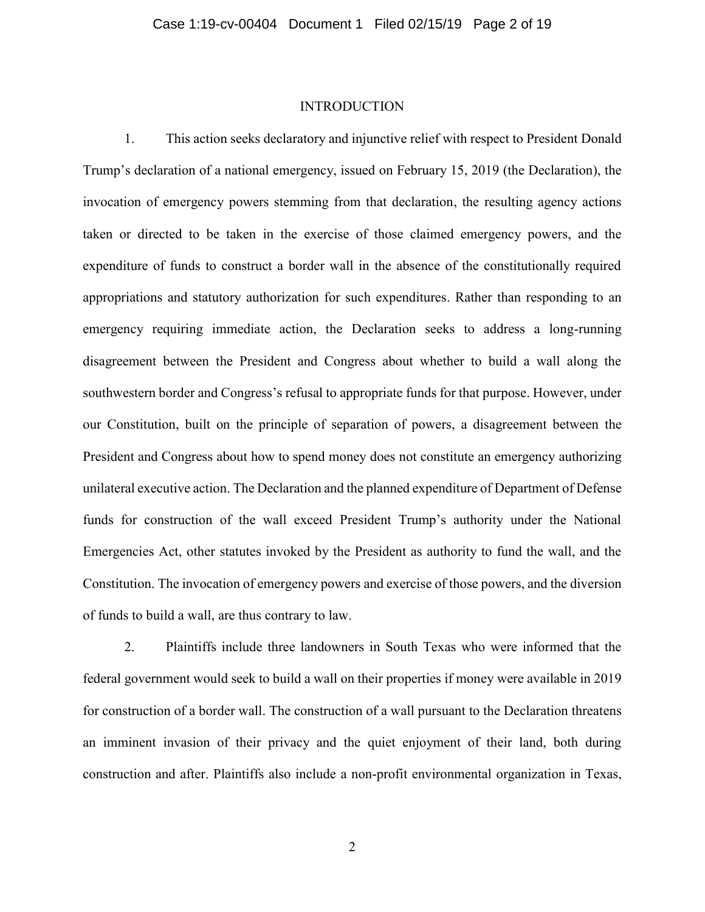## INTRODUCTION

1. This action seeks declaratory and injunctive relief with respect to President Donald Trump's declaration of a national emergency, issued on February 15, 2019 (the Declaration), the invocation of emergency powers stemming from that declaration, the resulting agency actions taken or directed to be taken in the exercise of those claimed emergency powers, and the expenditure of funds to construct a border wall in the absence of the constitutionally required appropriations and statutory authorization for such expenditures. Rather than responding to an emergency requiring immediate action, the Declaration seeks to address a long-running disagreement between the President and Congress about whether to build a wall along the southwestern border and Congress's refusal to appropriate funds for that purpose. However, under our Constitution, built on the principle of separation of powers, a disagreement between the President and Congress about how to spend money does not constitute an emergency authorizing unilateral executive action. The Declaration and the planned expenditure of Department of Defense funds for construction of the wall exceed President Trump's authority under the National Emergencies Act, other statutes invoked by the President as authority to fund the wall, and the Constitution. The invocation of emergency powers and exercise of those powers, and the diversion of funds to build a wall, are thus contrary to law.

2. Plaintiffs include three landowners in South Texas who were informed that the federal government would seek to build a wall on their properties if money were available in 2019 for construction of a border wall. The construction of a wall pursuant to the Declaration threatens an imminent invasion of their privacy and the quiet enjoyment of their land, both during construction and after. Plaintiffs also include a non-profit environmental organization in Texas,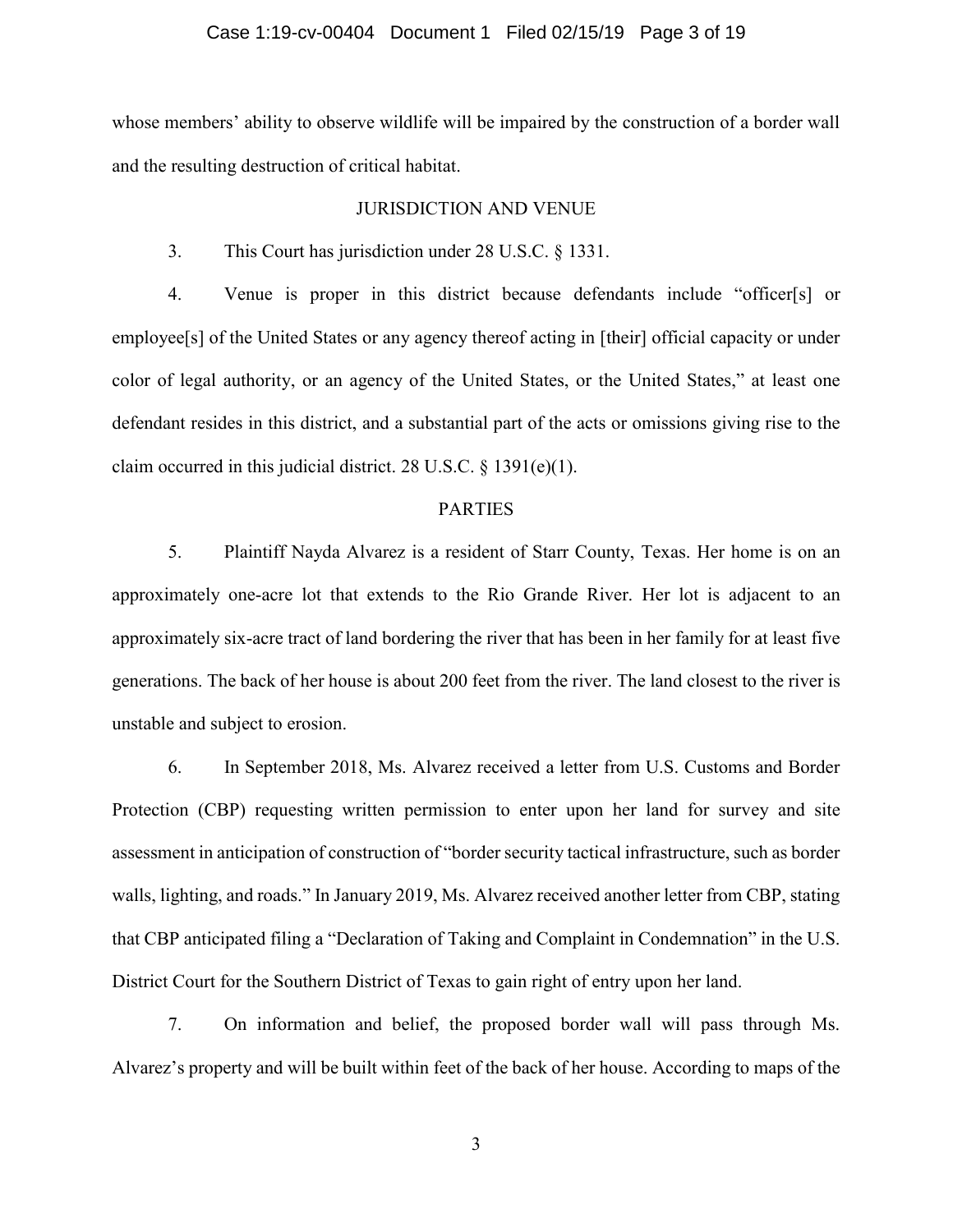whose members' ability to observe wildlife will be impaired by the construction of a border wall and the resulting destruction of critical habitat.

## JURISDICTION AND VENUE

3. This Court has jurisdiction under 28 U.S.C. § 1331.

4. Venue is proper in this district because defendants include "officer[s] or employee[s] of the United States or any agency thereof acting in [their] official capacity or under color of legal authority, or an agency of the United States, or the United States," at least one defendant resides in this district, and a substantial part of the acts or omissions giving rise to the claim occurred in this judicial district. 28 U.S.C. § 1391(e)(1).

## PARTIES

5. Plaintiff Nayda Alvarez is a resident of Starr County, Texas. Her home is on an approximately one-acre lot that extends to the Rio Grande River. Her lot is adjacent to an approximately six-acre tract of land bordering the river that has been in her family for at least five generations. The back of her house is about 200 feet from the river. The land closest to the river is unstable and subject to erosion.

6. In September 2018, Ms. Alvarez received a letter from U.S. Customs and Border Protection (CBP) requesting written permission to enter upon her land for survey and site assessment in anticipation of construction of "border security tactical infrastructure, such as border walls, lighting, and roads." In January 2019, Ms. Alvarez received another letter from CBP, stating that CBP anticipated filing a "Declaration of Taking and Complaint in Condemnation" in the U.S. District Court for the Southern District of Texas to gain right of entry upon her land.

7. On information and belief, the proposed border wall will pass through Ms. Alvarez's property and will be built within feet of the back of her house. According to maps of the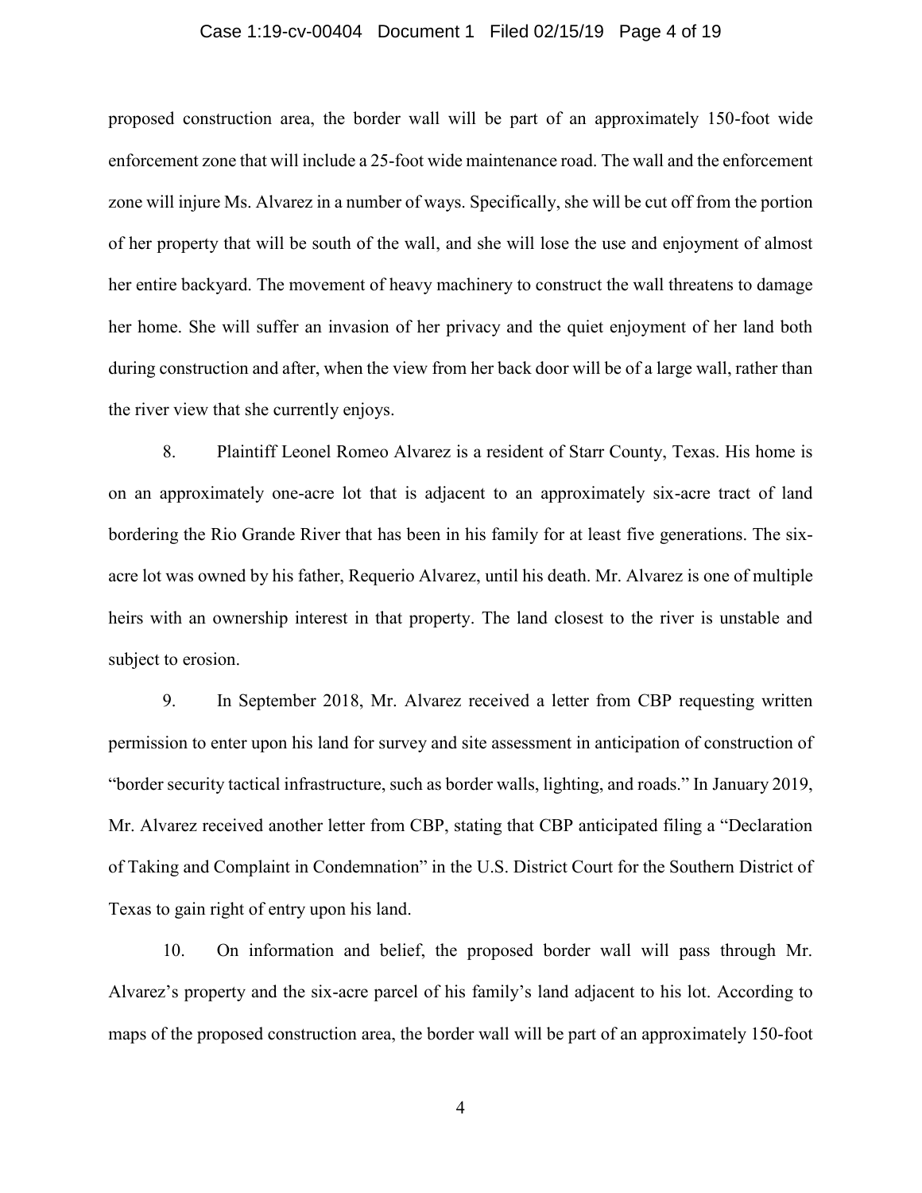proposed construction area, the border wall will be part of an approximately 150-foot wide enforcement zone that will include a 25-foot wide maintenance road. The wall and the enforcement zone will injure Ms. Alvarez in a number of ways. Specifically, she will be cut off from the portion of her property that will be south of the wall, and she will lose the use and enjoyment of almost her entire backyard. The movement of heavy machinery to construct the wall threatens to damage her home. She will suffer an invasion of her privacy and the quiet enjoyment of her land both during construction and after, when the view from her back door will be of a large wall, rather than the river view that she currently enjoys.

8. Plaintiff Leonel Romeo Alvarez is a resident of Starr County, Texas. His home is on an approximately one-acre lot that is adjacent to an approximately six-acre tract of land bordering the Rio Grande River that has been in his family for at least five generations. The six-acre lot was owned by his father, Requerio Alvarez, until his death. Mr. Alvarez is one of multiple heirs with an ownership interest in that property. The land closest to the river is unstable and subject to erosion.

9. In September 2018, Mr. Alvarez received a letter from CBP requesting written permission to enter upon his land for survey and site assessment in anticipation of construction of "border security tactical infrastructure, such as border walls, lighting, and roads." In January 2019, Mr. Alvarez received another letter from CBP, stating that CBP anticipated filing a "Declaration of Taking and Complaint in Condemnation" in the U.S. District Court for the Southern District of Texas to gain right of entry upon his land.

10. On information and belief, the proposed border wall will pass through Mr. Alvarez's property and the six-acre parcel of his family's land adjacent to his lot. According to maps of the proposed construction area, the border wall will be part of an approximately 150-foot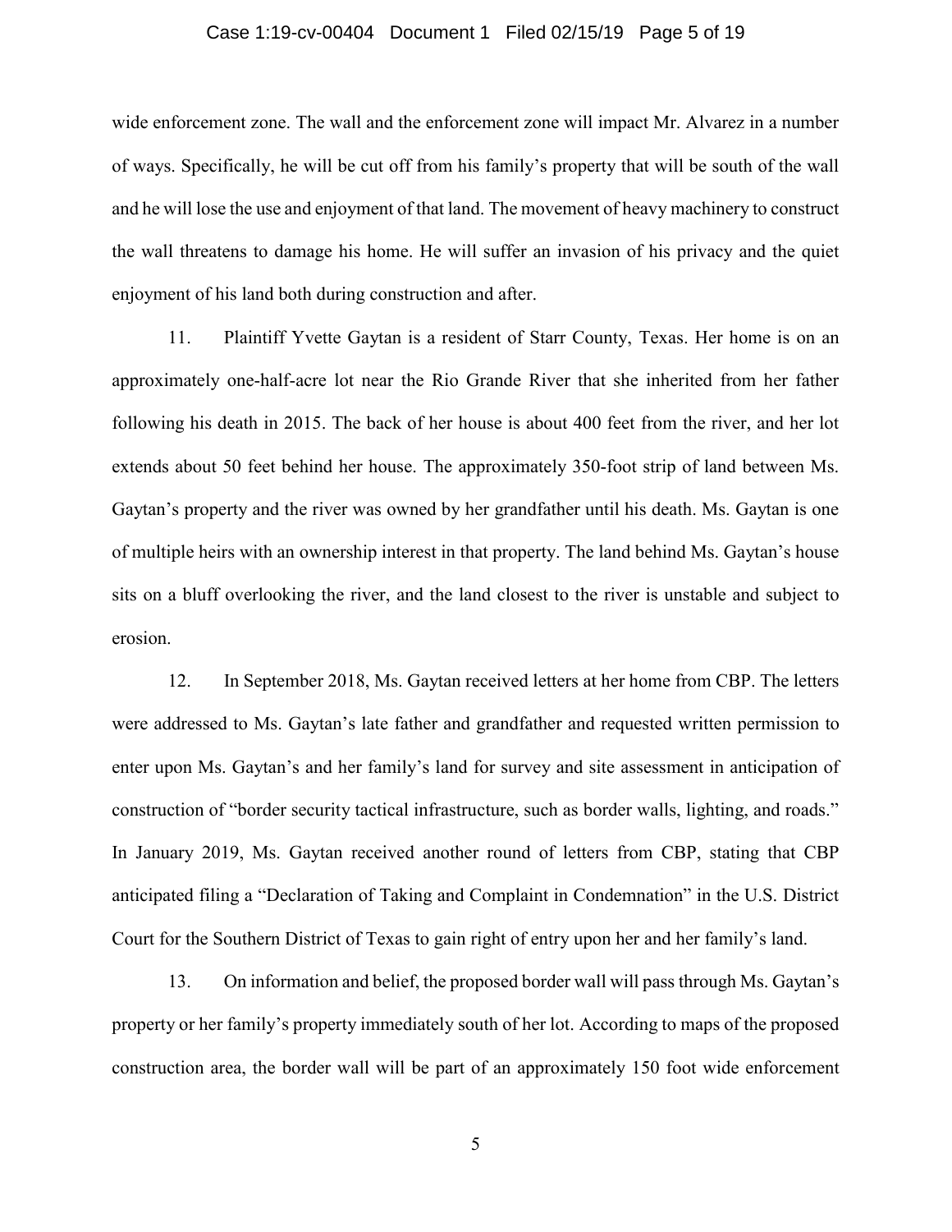wide enforcement zone. The wall and the enforcement zone will impact Mr. Alvarez in a number of ways. Specifically, he will be cut off from his family's property that will be south of the wall and he will lose the use and enjoyment of that land. The movement of heavy machinery to construct the wall threatens to damage his home. He will suffer an invasion of his privacy and the quiet enjoyment of his land both during construction and after.

11. Plaintiff Yvette Gaytan is a resident of Starr County, Texas. Her home is on an approximately one-half-acre lot near the Rio Grande River that she inherited from her father following his death in 2015. The back of her house is about 400 feet from the river, and her lot extends about 50 feet behind her house. The approximately 350-foot strip of land between Ms. Gaytan's property and the river was owned by her grandfather until his death. Ms. Gaytan is one of multiple heirs with an ownership interest in that property. The land behind Ms. Gaytan's house sits on a bluff overlooking the river, and the land closest to the river is unstable and subject to erosion.

12. In September 2018, Ms. Gaytan received letters at her home from CBP. The letters were addressed to Ms. Gaytan's late father and grandfather and requested written permission to enter upon Ms. Gaytan's and her family's land for survey and site assessment in anticipation of construction of "border security tactical infrastructure, such as border walls, lighting, and roads." In January 2019, Ms. Gaytan received another round of letters from CBP, stating that CBP anticipated filing a "Declaration of Taking and Complaint in Condemnation" in the U.S. District Court for the Southern District of Texas to gain right of entry upon her and her family's land.

13. On information and belief, the proposed border wall will pass through Ms. Gaytan's property or her family's property immediately south of her lot. According to maps of the proposed construction area, the border wall will be part of an approximately 150 foot wide enforcement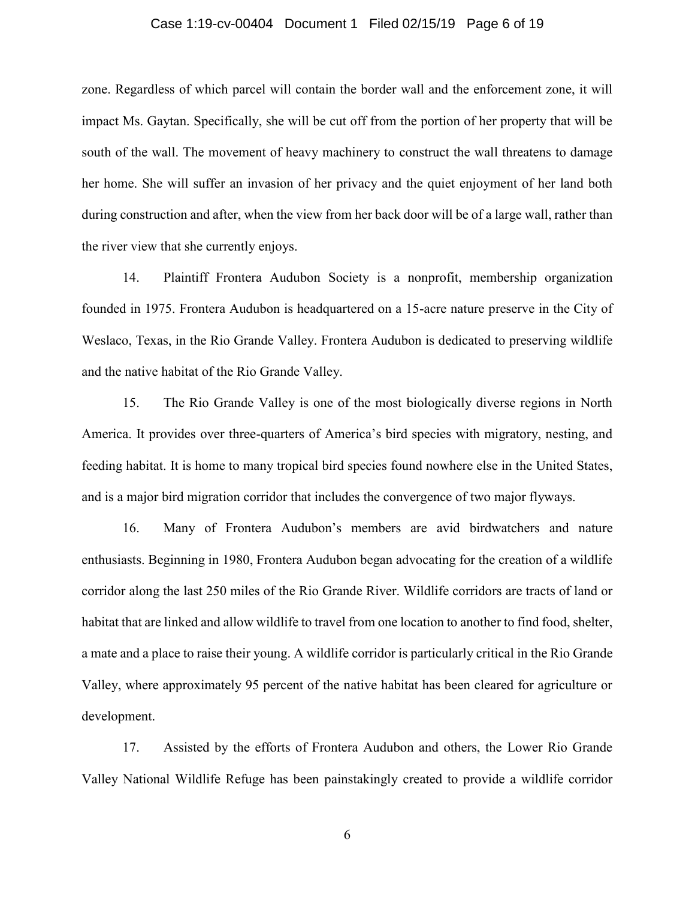zone. Regardless of which parcel will contain the border wall and the enforcement zone, it will impact Ms. Gaytan. Specifically, she will be cut off from the portion of her property that will be south of the wall. The movement of heavy machinery to construct the wall threatens to damage her home. She will suffer an invasion of her privacy and the quiet enjoyment of her land both during construction and after, when the view from her back door will be of a large wall, rather than the river view that she currently enjoys.

14. Plaintiff Frontera Audubon Society is a nonprofit, membership organization founded in 1975. Frontera Audubon is headquartered on a 15-acre nature preserve in the City of Weslaco, Texas, in the Rio Grande Valley. Frontera Audubon is dedicated to preserving wildlife and the native habitat of the Rio Grande Valley.

15. The Rio Grande Valley is one of the most biologically diverse regions in North America. It provides over three-quarters of America's bird species with migratory, nesting, and feeding habitat. It is home to many tropical bird species found nowhere else in the United States, and is a major bird migration corridor that includes the convergence of two major flyways.

16. Many of Frontera Audubon's members are avid birdwatchers and nature enthusiasts. Beginning in 1980, Frontera Audubon began advocating for the creation of a wildlife corridor along the last 250 miles of the Rio Grande River. Wildlife corridors are tracts of land or habitat that are linked and allow wildlife to travel from one location to another to find food, shelter, a mate and a place to raise their young. A wildlife corridor is particularly critical in the Rio Grande Valley, where approximately 95 percent of the native habitat has been cleared for agriculture or development.

17. Assisted by the efforts of Frontera Audubon and others, the Lower Rio Grande Valley National Wildlife Refuge has been painstakingly created to provide a wildlife corridor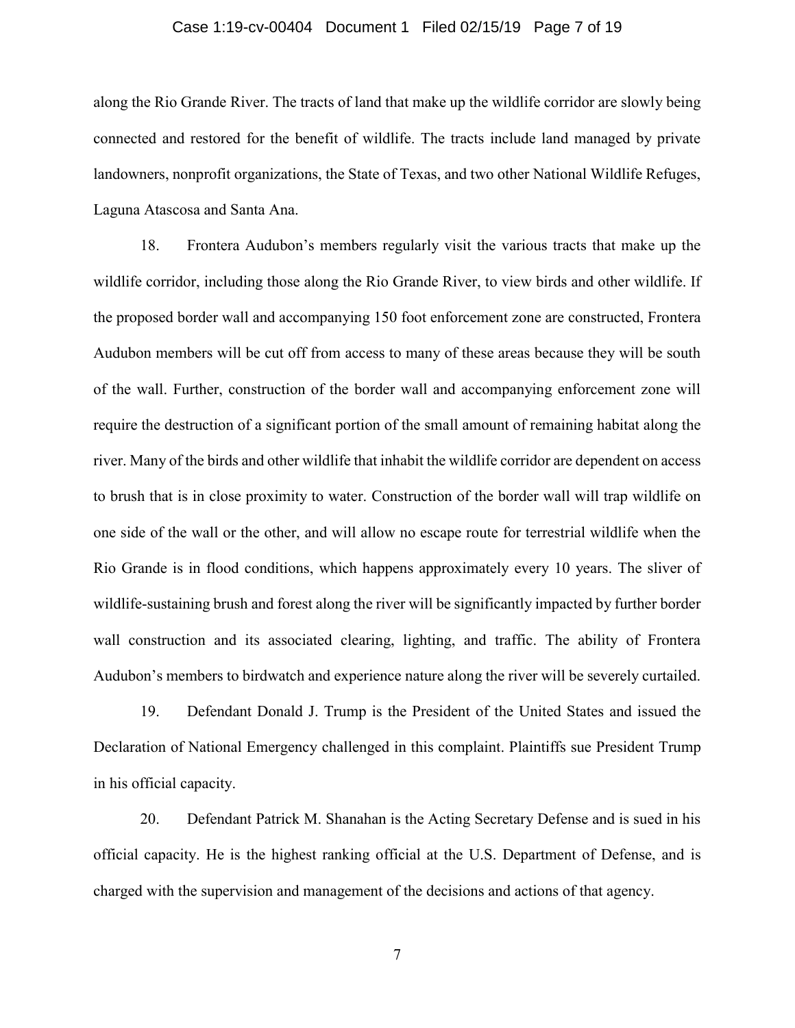along the Rio Grande River. The tracts of land that make up the wildlife corridor are slowly being connected and restored for the benefit of wildlife. The tracts include land managed by private landowners, nonprofit organizations, the State of Texas, and two other National Wildlife Refuges, Laguna Atascosa and Santa Ana.

18. Frontera Audubon's members regularly visit the various tracts that make up the wildlife corridor, including those along the Rio Grande River, to view birds and other wildlife. If the proposed border wall and accompanying 150 foot enforcement zone are constructed, Frontera Audubon members will be cut off from access to many of these areas because they will be south of the wall. Further, construction of the border wall and accompanying enforcement zone will require the destruction of a significant portion of the small amount of remaining habitat along the river. Many of the birds and other wildlife that inhabit the wildlife corridor are dependent on access to brush that is in close proximity to water. Construction of the border wall will trap wildlife on one side of the wall or the other, and will allow no escape route for terrestrial wildlife when the Rio Grande is in flood conditions, which happens approximately every 10 years. The sliver of wildlife-sustaining brush and forest along the river will be significantly impacted by further border wall construction and its associated clearing, lighting, and traffic. The ability of Frontera Audubon's members to birdwatch and experience nature along the river will be severely curtailed.

19. Defendant Donald J. Trump is the President of the United States and issued the Declaration of National Emergency challenged in this complaint. Plaintiffs sue President Trump in his official capacity.

20. Defendant Patrick M. Shanahan is the Acting Secretary Defense and is sued in his official capacity. He is the highest ranking official at the U.S. Department of Defense, and is charged with the supervision and management of the decisions and actions of that agency.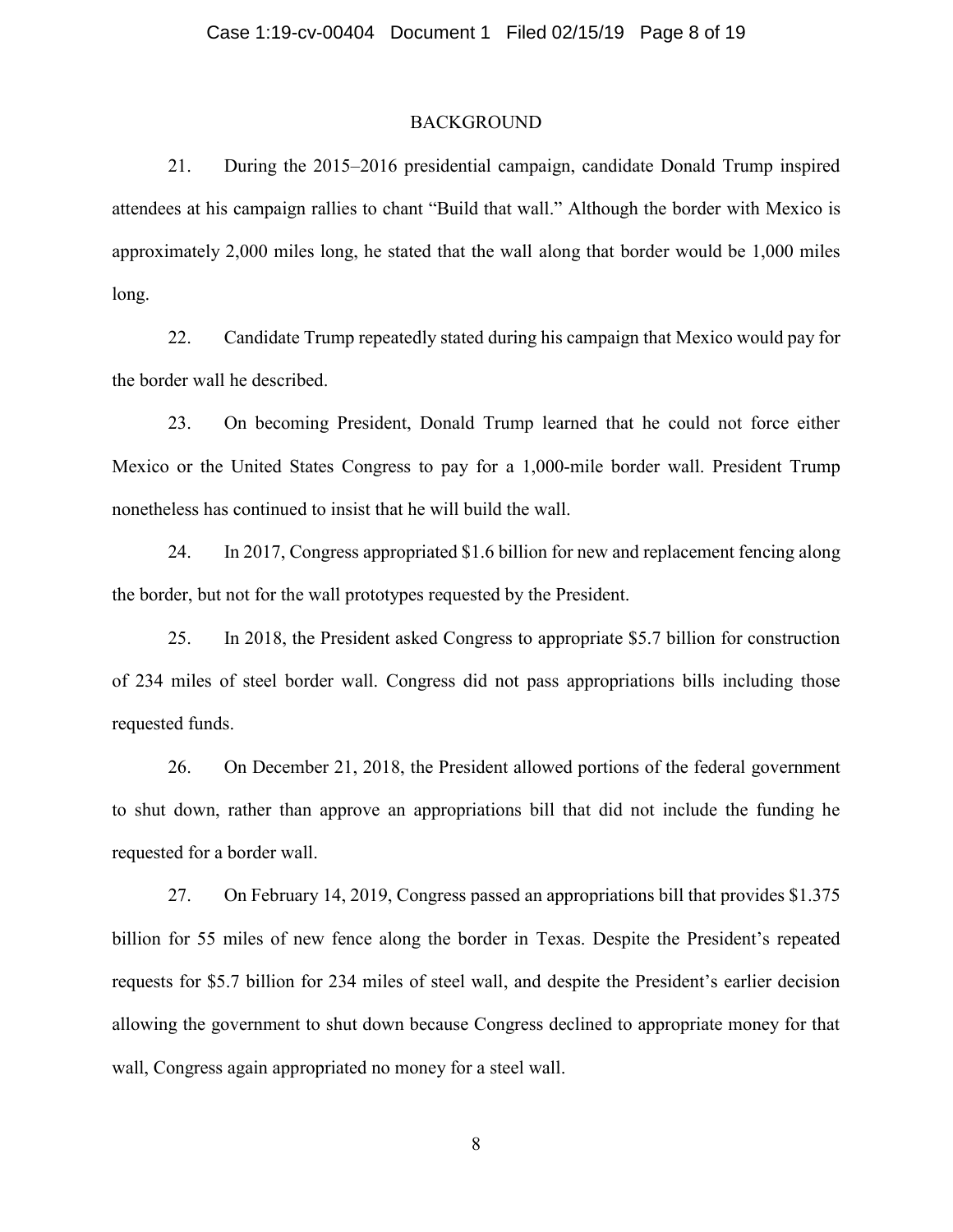## BACKGROUND

21. During the 2015–2016 presidential campaign, candidate Donald Trump inspired attendees at his campaign rallies to chant "Build that wall." Although the border with Mexico is approximately 2,000 miles long, he stated that the wall along that border would be 1,000 miles long.

22. Candidate Trump repeatedly stated during his campaign that Mexico would pay for the border wall he described.

23. On becoming President, Donald Trump learned that he could not force either Mexico or the United States Congress to pay for a 1,000-mile border wall. President Trump nonetheless has continued to insist that he will build the wall.

24. In 2017, Congress appropriated $1.6 billion for new and replacement fencing along the border, but not for the wall prototypes requested by the President.

25. In 2018, the President asked Congress to appropriate $5.7 billion for construction of 234 miles of steel border wall. Congress did not pass appropriations bills including those requested funds.

26. On December 21, 2018, the President allowed portions of the federal government to shut down, rather than approve an appropriations bill that did not include the funding he requested for a border wall.

27. On February 14, 2019, Congress passed an appropriations bill that provides $1.375 billion for 55 miles of new fence along the border in Texas. Despite the President's repeated requests for $5.7 billion for 234 miles of steel wall, and despite the President's earlier decision allowing the government to shut down because Congress declined to appropriate money for that wall, Congress again appropriated no money for a steel wall.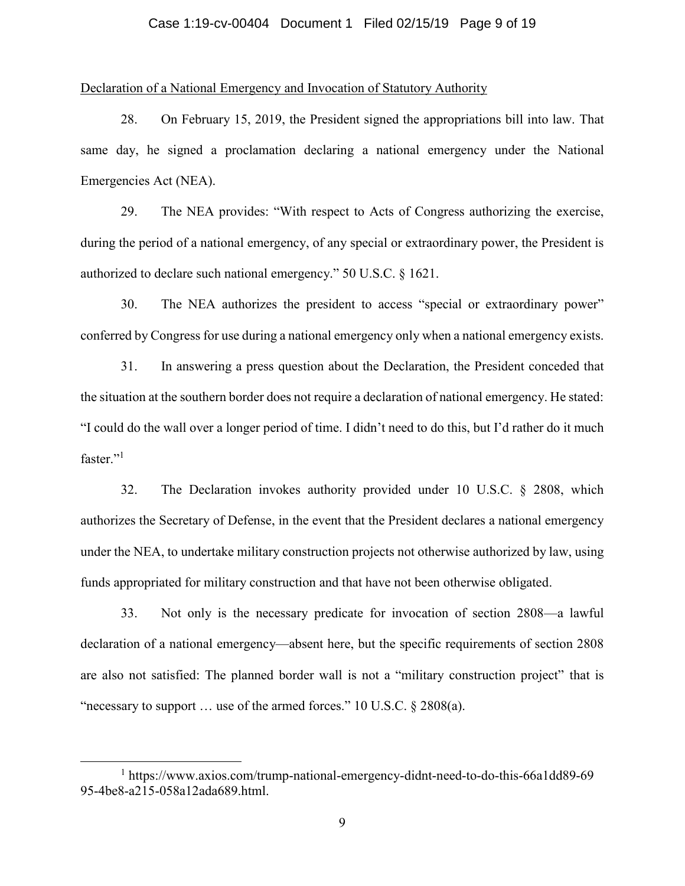Declaration of a National Emergency and Invocation of Statutory Authority

28. On February 15, 2019, the President signed the appropriations bill into law. That same day, he signed a proclamation declaring a national emergency under the National Emergencies Act (NEA).

29. The NEA provides: "With respect to Acts of Congress authorizing the exercise, during the period of a national emergency, of any special or extraordinary power, the President is authorized to declare such national emergency." 50 U.S.C. § 1621.

30. The NEA authorizes the president to access "special or extraordinary power" conferred by Congress for use during a national emergency only when a national emergency exists.

31. In answering a press question about the Declaration, the President conceded that the situation at the southern border does not require a declaration of national emergency. He stated: "I could do the wall over a longer period of time. I didn't need to do this, but I'd rather do it much faster."[1]

32. The Declaration invokes authority provided under 10 U.S.C. § 2808, which authorizes the Secretary of Defense, in the event that the President declares a national emergency under the NEA, to undertake military construction projects not otherwise authorized by law, using funds appropriated for military construction and that have not been otherwise obligated.

33. Not only is the necessary predicate for invocation of section 2808—a lawful declaration of a national emergency—absent here, but the specific requirements of section 2808 are also not satisfied: The planned border wall is not a "military construction project" that is "necessary to support … use of the armed forces." 10 U.S.C. § 2808(a).

[1] https://www.axios.com/trump-national-emergency-didnt-need-to-do-this-66a1dd89-6995-4be8-a215-058a12ada689.html.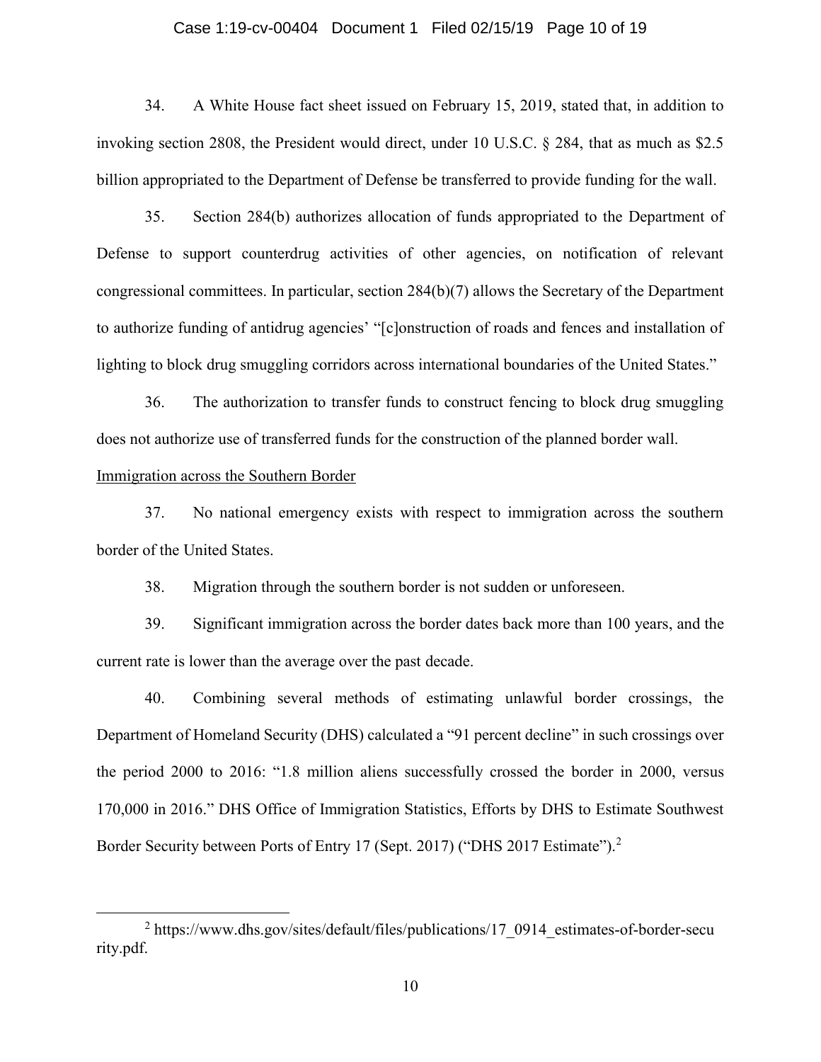34. A White House fact sheet issued on February 15, 2019, stated that, in addition to invoking section 2808, the President would direct, under 10 U.S.C. § 284, that as much as $2.5 billion appropriated to the Department of Defense be transferred to provide funding for the wall.

35. Section 284(b) authorizes allocation of funds appropriated to the Department of Defense to support counterdrug activities of other agencies, on notification of relevant congressional committees. In particular, section 284(b)(7) allows the Secretary of the Department to authorize funding of antidrug agencies' "[c]onstruction of roads and fences and installation of lighting to block drug smuggling corridors across international boundaries of the United States."

36. The authorization to transfer funds to construct fencing to block drug smuggling does not authorize use of transferred funds for the construction of the planned border wall.

Immigration across the Southern Border

37. No national emergency exists with respect to immigration across the southern border of the United States.

38. Migration through the southern border is not sudden or unforeseen.

39. Significant immigration across the border dates back more than 100 years, and the current rate is lower than the average over the past decade.

40. Combining several methods of estimating unlawful border crossings, the Department of Homeland Security (DHS) calculated a "91 percent decline" in such crossings over the period 2000 to 2016: "1.8 million aliens successfully crossed the border in 2000, versus 170,000 in 2016." DHS Office of Immigration Statistics, Efforts by DHS to Estimate Southwest Border Security between Ports of Entry 17 (Sept. 2017) ("DHS 2017 Estimate").[2]

[2] https://www.dhs.gov/sites/default/files/publications/17_0914_estimates-of-border-security.pdf.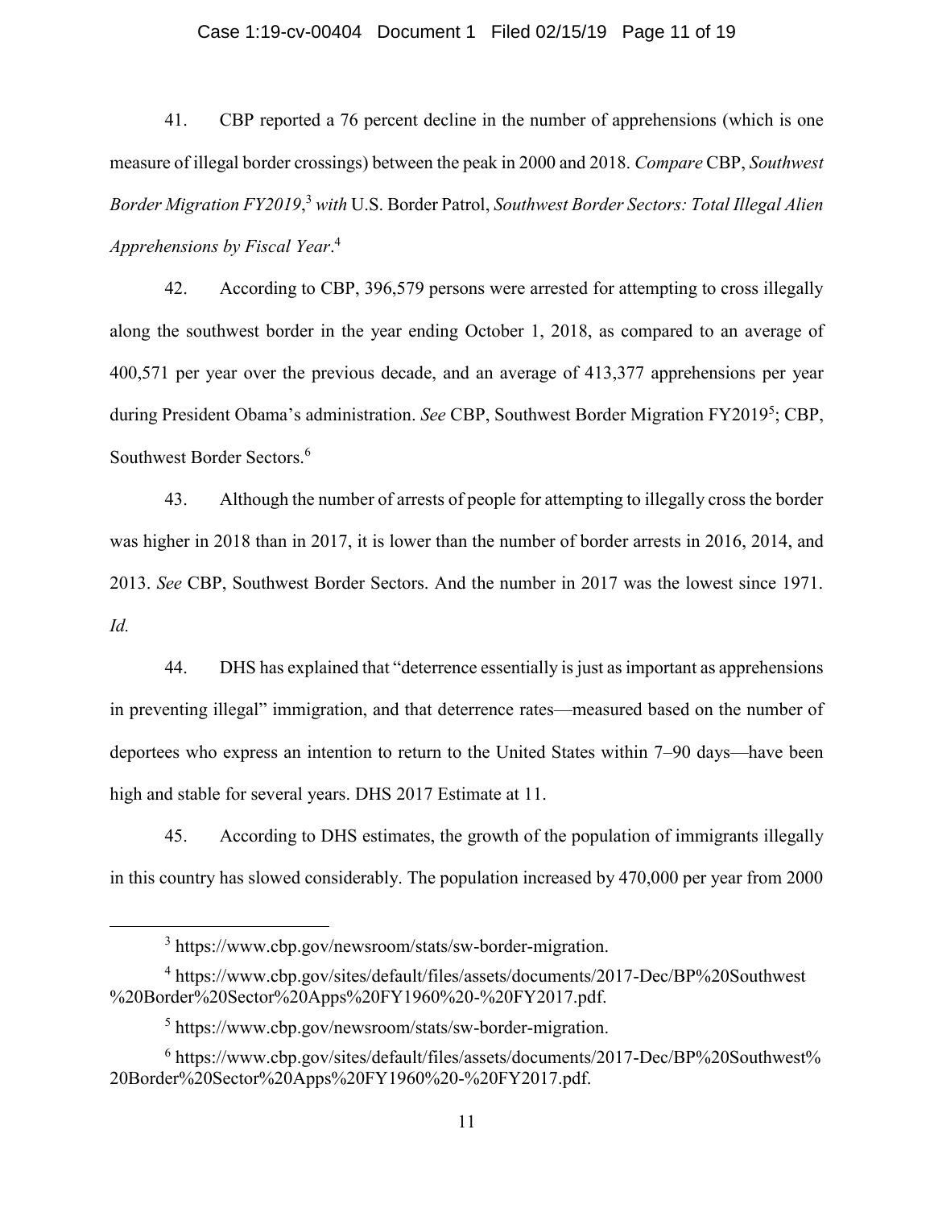41. CBP reported a 76 percent decline in the number of apprehensions (which is one measure of illegal border crossings) between the peak in 2000 and 2018. *Compare* CBP, *Southwest Border Migration FY2019*,[3] *with* U.S. Border Patrol, *Southwest Border Sectors: Total Illegal Alien Apprehensions by Fiscal Year*.[4]

42. According to CBP, 396,579 persons were arrested for attempting to cross illegally along the southwest border in the year ending October 1, 2018, as compared to an average of 400,571 per year over the previous decade, and an average of 413,377 apprehensions per year during President Obama's administration. *See* CBP, Southwest Border Migration FY2019[5]; CBP, Southwest Border Sectors.[6]

43. Although the number of arrests of people for attempting to illegally cross the border was higher in 2018 than in 2017, it is lower than the number of border arrests in 2016, 2014, and 2013. *See* CBP, Southwest Border Sectors. And the number in 2017 was the lowest since 1971. *Id.*

44. DHS has explained that "deterrence essentially is just as important as apprehensions in preventing illegal" immigration, and that deterrence rates—measured based on the number of deportees who express an intention to return to the United States within 7–90 days—have been high and stable for several years. DHS 2017 Estimate at 11.

45. According to DHS estimates, the growth of the population of immigrants illegally in this country has slowed considerably. The population increased by 470,000 per year from 2000

---

[3] https://www.cbp.gov/newsroom/stats/sw-border-migration.

[4] https://www.cbp.gov/sites/default/files/assets/documents/2017-Dec/BP%20Southwest%20Border%20Sector%20Apps%20FY1960%20-%20FY2017.pdf.

[5] https://www.cbp.gov/newsroom/stats/sw-border-migration.

[6] https://www.cbp.gov/sites/default/files/assets/documents/2017-Dec/BP%20Southwest%20Border%20Sector%20Apps%20FY1960%20-%20FY2017.pdf.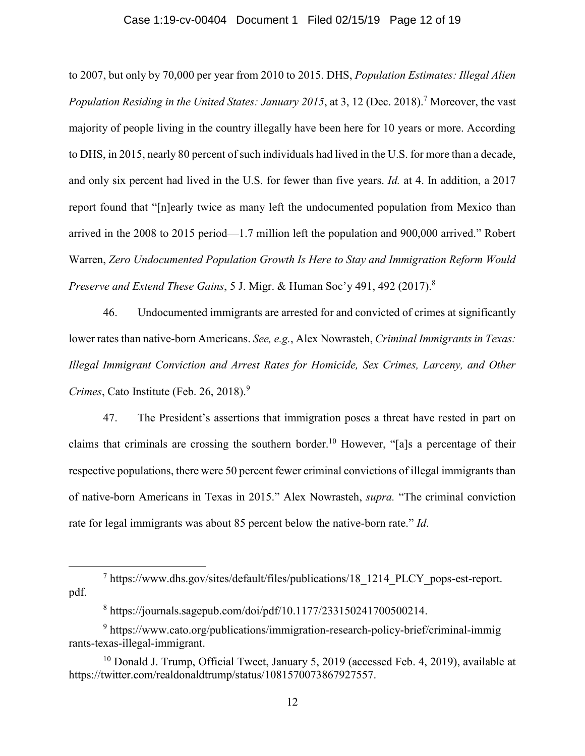to 2007, but only by 70,000 per year from 2010 to 2015. DHS, *Population Estimates: Illegal Alien Population Residing in the United States: January 2015*, at 3, 12 (Dec. 2018).[7] Moreover, the vast majority of people living in the country illegally have been here for 10 years or more. According to DHS, in 2015, nearly 80 percent of such individuals had lived in the U.S. for more than a decade, and only six percent had lived in the U.S. for fewer than five years. *Id.* at 4. In addition, a 2017 report found that "[n]early twice as many left the undocumented population from Mexico than arrived in the 2008 to 2015 period—1.7 million left the population and 900,000 arrived." Robert Warren, *Zero Undocumented Population Growth Is Here to Stay and Immigration Reform Would Preserve and Extend These Gains*, 5 J. Migr. & Human Soc'y 491, 492 (2017).[8]

46. Undocumented immigrants are arrested for and convicted of crimes at significantly lower rates than native-born Americans. *See, e.g.*, Alex Nowrasteh, *Criminal Immigrants in Texas: Illegal Immigrant Conviction and Arrest Rates for Homicide, Sex Crimes, Larceny, and Other Crimes*, Cato Institute (Feb. 26, 2018).[9]

47. The President's assertions that immigration poses a threat have rested in part on claims that criminals are crossing the southern border.[10] However, "[a]s a percentage of their respective populations, there were 50 percent fewer criminal convictions of illegal immigrants than of native-born Americans in Texas in 2015." Alex Nowrasteh, *supra.* "The criminal conviction rate for legal immigrants was about 85 percent below the native-born rate." *Id*.

---

[7] https://www.dhs.gov/sites/default/files/publications/18_1214_PLCY_pops-est-report.pdf.

[8] https://journals.sagepub.com/doi/pdf/10.1177/233150241700500214.

[9] https://www.cato.org/publications/immigration-research-policy-brief/criminal-immigrants-texas-illegal-immigrant.

[10] Donald J. Trump, Official Tweet, January 5, 2019 (accessed Feb. 4, 2019), available at https://twitter.com/realdonaldtrump/status/1081570073867927557.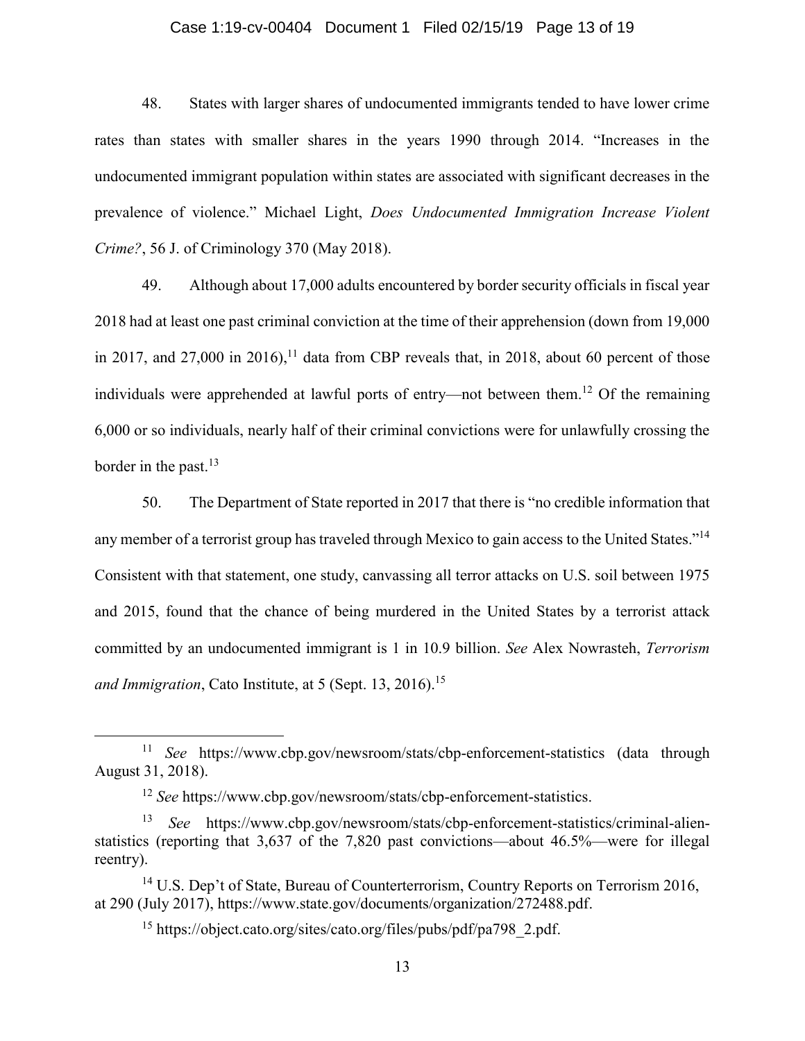48. States with larger shares of undocumented immigrants tended to have lower crime rates than states with smaller shares in the years 1990 through 2014. "Increases in the undocumented immigrant population within states are associated with significant decreases in the prevalence of violence." Michael Light, *Does Undocumented Immigration Increase Violent Crime?*, 56 J. of Criminology 370 (May 2018).

49. Although about 17,000 adults encountered by border security officials in fiscal year 2018 had at least one past criminal conviction at the time of their apprehension (down from 19,000 in 2017, and 27,000 in 2016),[11] data from CBP reveals that, in 2018, about 60 percent of those individuals were apprehended at lawful ports of entry—not between them.[12] Of the remaining 6,000 or so individuals, nearly half of their criminal convictions were for unlawfully crossing the border in the past.[13]

50. The Department of State reported in 2017 that there is "no credible information that any member of a terrorist group has traveled through Mexico to gain access to the United States."[14] Consistent with that statement, one study, canvassing all terror attacks on U.S. soil between 1975 and 2015, found that the chance of being murdered in the United States by a terrorist attack committed by an undocumented immigrant is 1 in 10.9 billion. *See* Alex Nowrasteh, *Terrorism and Immigration*, Cato Institute, at 5 (Sept. 13, 2016).[15]

---

[11] *See* https://www.cbp.gov/newsroom/stats/cbp-enforcement-statistics (data through August 31, 2018).

[12] *See* https://www.cbp.gov/newsroom/stats/cbp-enforcement-statistics.

[13] *See* https://www.cbp.gov/newsroom/stats/cbp-enforcement-statistics/criminal-alien-statistics (reporting that 3,637 of the 7,820 past convictions—about 46.5%—were for illegal reentry).

[14] U.S. Dep't of State, Bureau of Counterterrorism, Country Reports on Terrorism 2016, at 290 (July 2017), https://www.state.gov/documents/organization/272488.pdf.

[15] https://object.cato.org/sites/cato.org/files/pubs/pdf/pa798_2.pdf.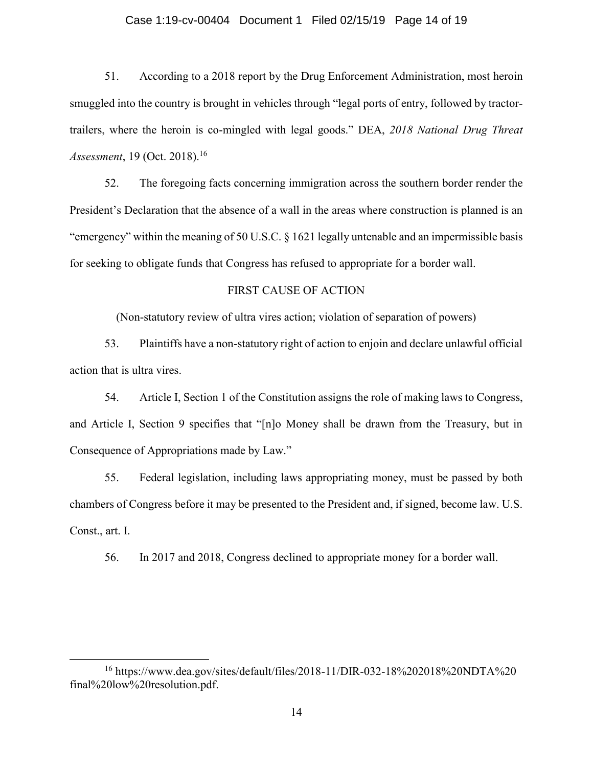51. According to a 2018 report by the Drug Enforcement Administration, most heroin smuggled into the country is brought in vehicles through "legal ports of entry, followed by tractor-trailers, where the heroin is co-mingled with legal goods." DEA, *2018 National Drug Threat Assessment*, 19 (Oct. 2018).[16]

52. The foregoing facts concerning immigration across the southern border render the President's Declaration that the absence of a wall in the areas where construction is planned is an "emergency" within the meaning of 50 U.S.C. § 1621 legally untenable and an impermissible basis for seeking to obligate funds that Congress has refused to appropriate for a border wall.

## FIRST CAUSE OF ACTION

(Non-statutory review of ultra vires action; violation of separation of powers)

53. Plaintiffs have a non-statutory right of action to enjoin and declare unlawful official action that is ultra vires.

54. Article I, Section 1 of the Constitution assigns the role of making laws to Congress, and Article I, Section 9 specifies that "[n]o Money shall be drawn from the Treasury, but in Consequence of Appropriations made by Law."

55. Federal legislation, including laws appropriating money, must be passed by both chambers of Congress before it may be presented to the President and, if signed, become law. U.S. Const., art. I.

56. In 2017 and 2018, Congress declined to appropriate money for a border wall.

---

[16] https://www.dea.gov/sites/default/files/2018-11/DIR-032-18%202018%20NDTA%20 final%20low%20resolution.pdf.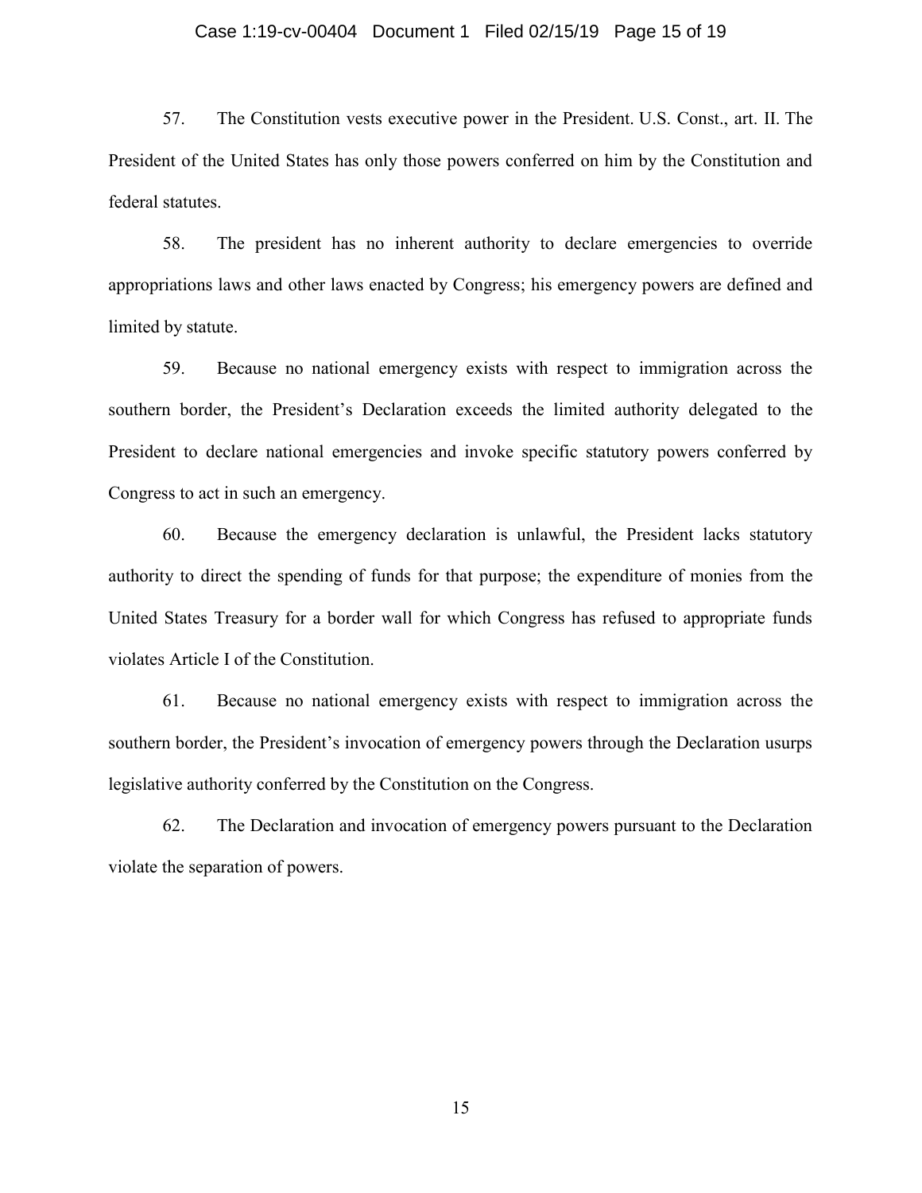57. The Constitution vests executive power in the President. U.S. Const., art. II. The President of the United States has only those powers conferred on him by the Constitution and federal statutes.

58. The president has no inherent authority to declare emergencies to override appropriations laws and other laws enacted by Congress; his emergency powers are defined and limited by statute.

59. Because no national emergency exists with respect to immigration across the southern border, the President's Declaration exceeds the limited authority delegated to the President to declare national emergencies and invoke specific statutory powers conferred by Congress to act in such an emergency.

60. Because the emergency declaration is unlawful, the President lacks statutory authority to direct the spending of funds for that purpose; the expenditure of monies from the United States Treasury for a border wall for which Congress has refused to appropriate funds violates Article I of the Constitution.

61. Because no national emergency exists with respect to immigration across the southern border, the President's invocation of emergency powers through the Declaration usurps legislative authority conferred by the Constitution on the Congress.

62. The Declaration and invocation of emergency powers pursuant to the Declaration violate the separation of powers.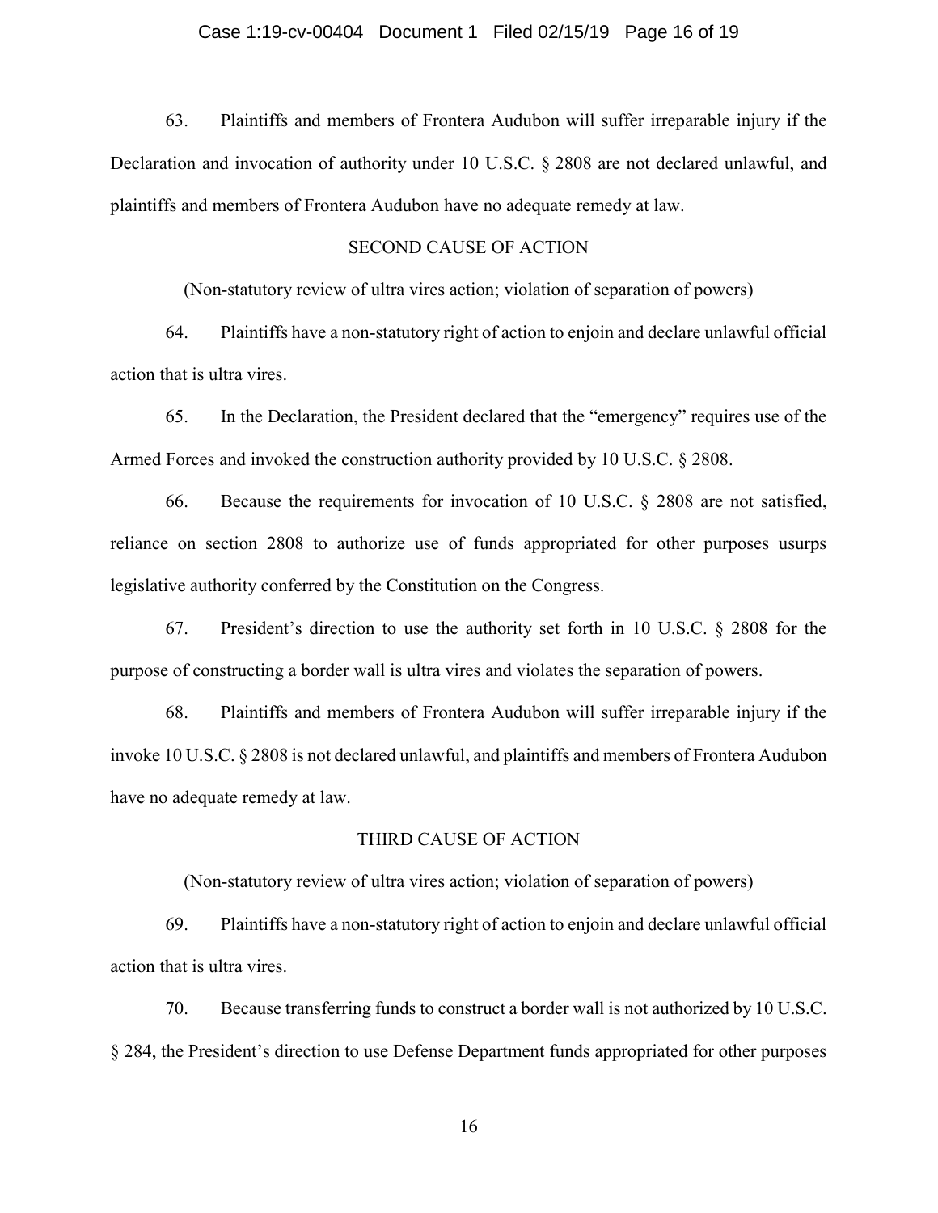63. Plaintiffs and members of Frontera Audubon will suffer irreparable injury if the Declaration and invocation of authority under 10 U.S.C. § 2808 are not declared unlawful, and plaintiffs and members of Frontera Audubon have no adequate remedy at law.

## SECOND CAUSE OF ACTION

(Non-statutory review of ultra vires action; violation of separation of powers)

64. Plaintiffs have a non-statutory right of action to enjoin and declare unlawful official action that is ultra vires.

65. In the Declaration, the President declared that the "emergency" requires use of the Armed Forces and invoked the construction authority provided by 10 U.S.C. § 2808.

66. Because the requirements for invocation of 10 U.S.C. § 2808 are not satisfied, reliance on section 2808 to authorize use of funds appropriated for other purposes usurps legislative authority conferred by the Constitution on the Congress.

67. President's direction to use the authority set forth in 10 U.S.C. § 2808 for the purpose of constructing a border wall is ultra vires and violates the separation of powers.

68. Plaintiffs and members of Frontera Audubon will suffer irreparable injury if the invoke 10 U.S.C. § 2808 is not declared unlawful, and plaintiffs and members of Frontera Audubon have no adequate remedy at law.

## THIRD CAUSE OF ACTION

(Non-statutory review of ultra vires action; violation of separation of powers)

69. Plaintiffs have a non-statutory right of action to enjoin and declare unlawful official action that is ultra vires.

70. Because transferring funds to construct a border wall is not authorized by 10 U.S.C. § 284, the President's direction to use Defense Department funds appropriated for other purposes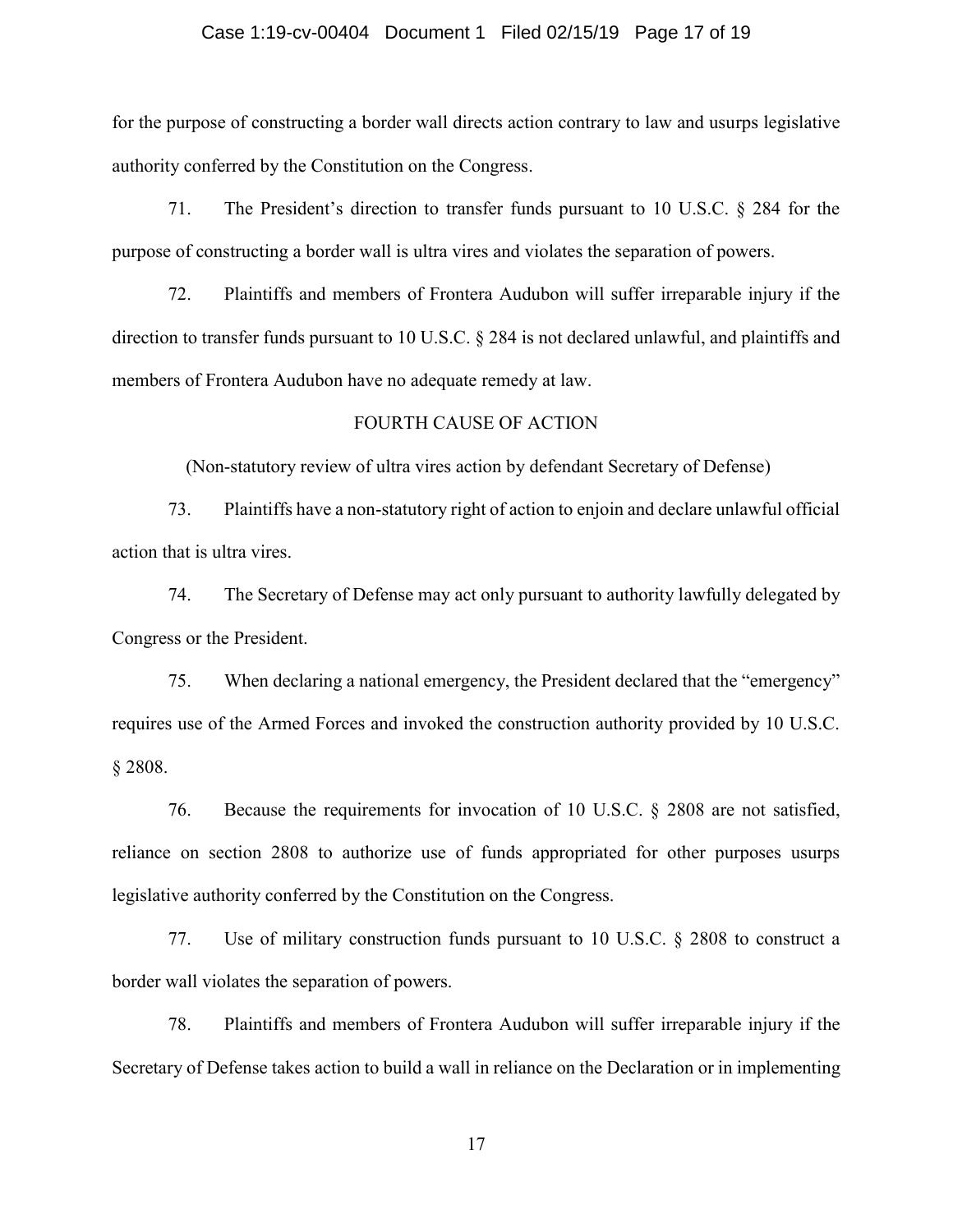for the purpose of constructing a border wall directs action contrary to law and usurps legislative authority conferred by the Constitution on the Congress.

71. The President's direction to transfer funds pursuant to 10 U.S.C. § 284 for the purpose of constructing a border wall is ultra vires and violates the separation of powers.

72. Plaintiffs and members of Frontera Audubon will suffer irreparable injury if the direction to transfer funds pursuant to 10 U.S.C. § 284 is not declared unlawful, and plaintiffs and members of Frontera Audubon have no adequate remedy at law.

FOURTH CAUSE OF ACTION

(Non-statutory review of ultra vires action by defendant Secretary of Defense)

73. Plaintiffs have a non-statutory right of action to enjoin and declare unlawful official action that is ultra vires.

74. The Secretary of Defense may act only pursuant to authority lawfully delegated by Congress or the President.

75. When declaring a national emergency, the President declared that the "emergency" requires use of the Armed Forces and invoked the construction authority provided by 10 U.S.C. § 2808.

76. Because the requirements for invocation of 10 U.S.C. § 2808 are not satisfied, reliance on section 2808 to authorize use of funds appropriated for other purposes usurps legislative authority conferred by the Constitution on the Congress.

77. Use of military construction funds pursuant to 10 U.S.C. § 2808 to construct a border wall violates the separation of powers.

78. Plaintiffs and members of Frontera Audubon will suffer irreparable injury if the Secretary of Defense takes action to build a wall in reliance on the Declaration or in implementing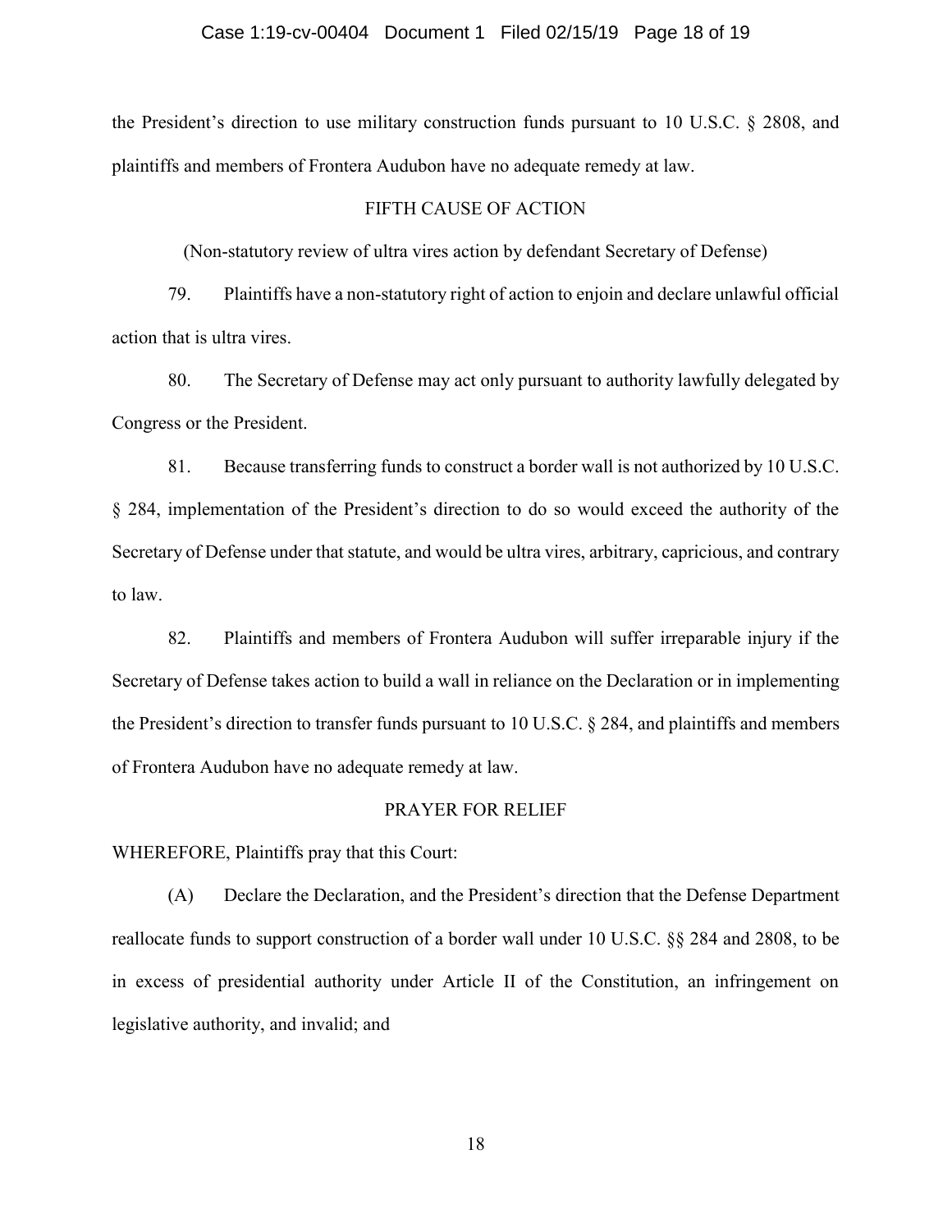the President's direction to use military construction funds pursuant to 10 U.S.C. § 2808, and plaintiffs and members of Frontera Audubon have no adequate remedy at law.

## FIFTH CAUSE OF ACTION

(Non-statutory review of ultra vires action by defendant Secretary of Defense)

79. Plaintiffs have a non-statutory right of action to enjoin and declare unlawful official action that is ultra vires.

80. The Secretary of Defense may act only pursuant to authority lawfully delegated by Congress or the President.

81. Because transferring funds to construct a border wall is not authorized by 10 U.S.C. § 284, implementation of the President's direction to do so would exceed the authority of the Secretary of Defense under that statute, and would be ultra vires, arbitrary, capricious, and contrary to law.

82. Plaintiffs and members of Frontera Audubon will suffer irreparable injury if the Secretary of Defense takes action to build a wall in reliance on the Declaration or in implementing the President's direction to transfer funds pursuant to 10 U.S.C. § 284, and plaintiffs and members of Frontera Audubon have no adequate remedy at law.

## PRAYER FOR RELIEF

WHEREFORE, Plaintiffs pray that this Court:

(A) Declare the Declaration, and the President's direction that the Defense Department reallocate funds to support construction of a border wall under 10 U.S.C. §§ 284 and 2808, to be in excess of presidential authority under Article II of the Constitution, an infringement on legislative authority, and invalid; and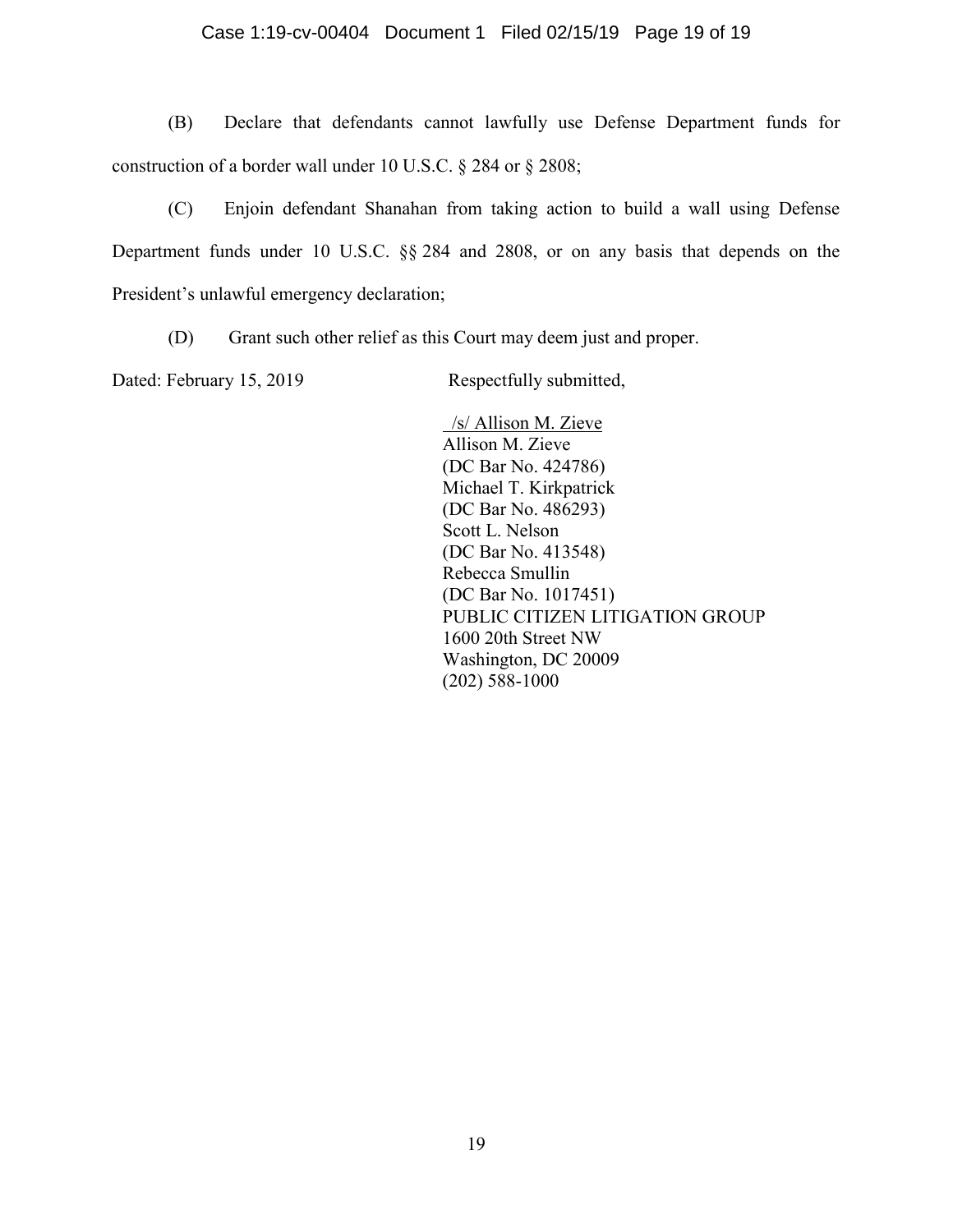(B) Declare that defendants cannot lawfully use Defense Department funds for construction of a border wall under 10 U.S.C. § 284 or § 2808;

(C) Enjoin defendant Shanahan from taking action to build a wall using Defense Department funds under 10 U.S.C. §§ 284 and 2808, or on any basis that depends on the President's unlawful emergency declaration;

(D) Grant such other relief as this Court may deem just and proper.

Dated: February 15, 2019

Respectfully submitted,

/s/ Allison M. Zieve
Allison M. Zieve
(DC Bar No. 424786)
Michael T. Kirkpatrick
(DC Bar No. 486293)
Scott L. Nelson
(DC Bar No. 413548)
Rebecca Smullin
(DC Bar No. 1017451)
PUBLIC CITIZEN LITIGATION GROUP
1600 20th Street NW
Washington, DC 20009
(202) 588-1000